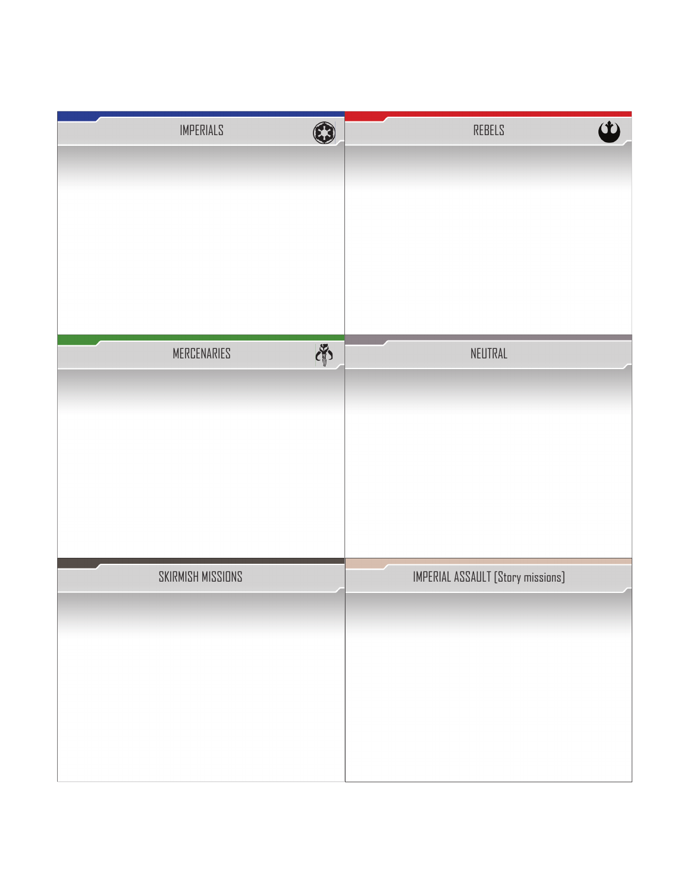## IMPERIALS

## REBELS

## MERCENARIES

## NEUTRAL

## SKIRMISH MISSIONS

## IMPERIAL ASSAULT [Story missions]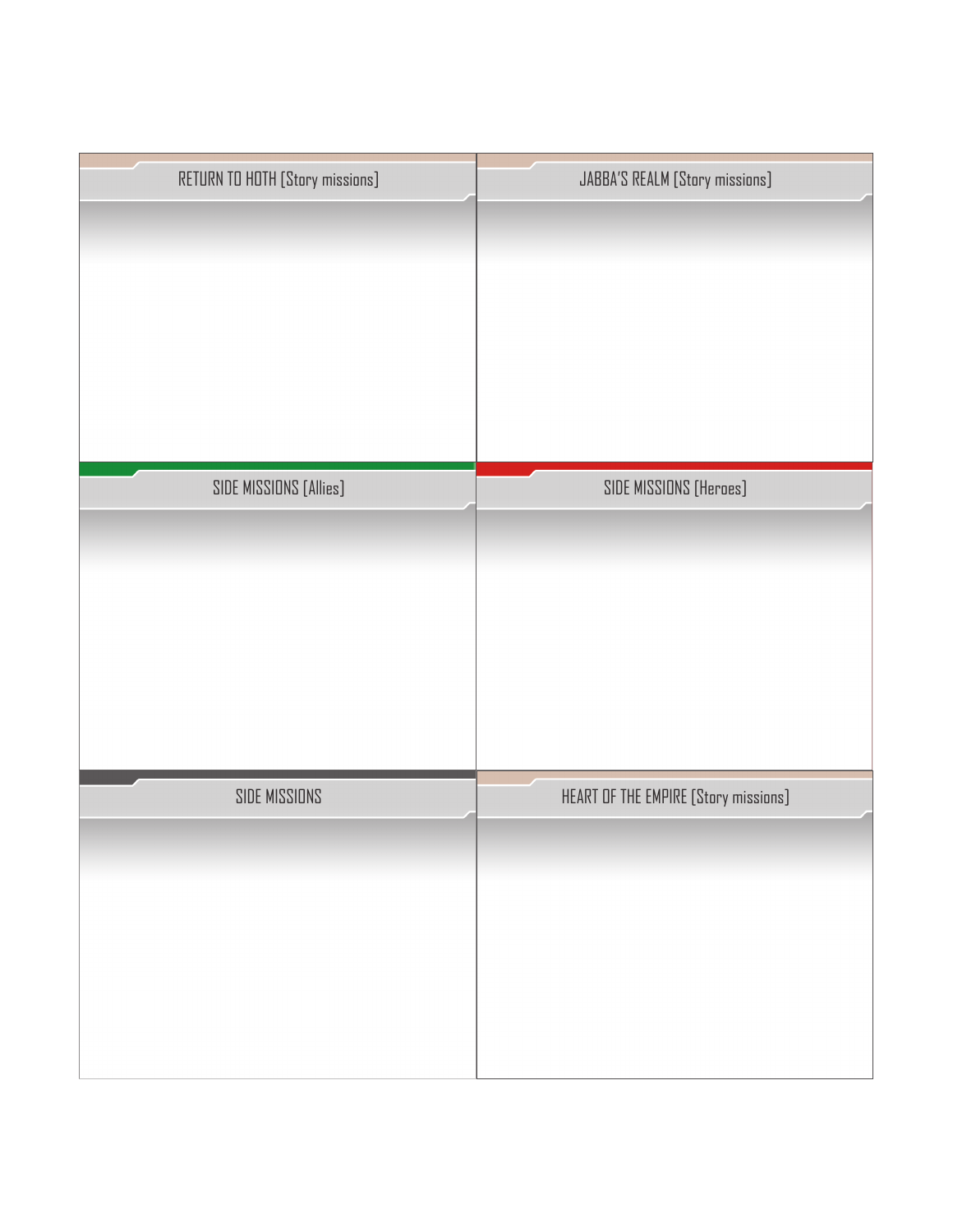## RETURN TO HOTH [Story missions]

## JABBA'S REALM [Story missions]

## SIDE MISSIONS [Allies]

## SIDE MISSIONS [Heroes]

## SIDE MISSIONS

## HEART OF THE EMPIRE [Story missions]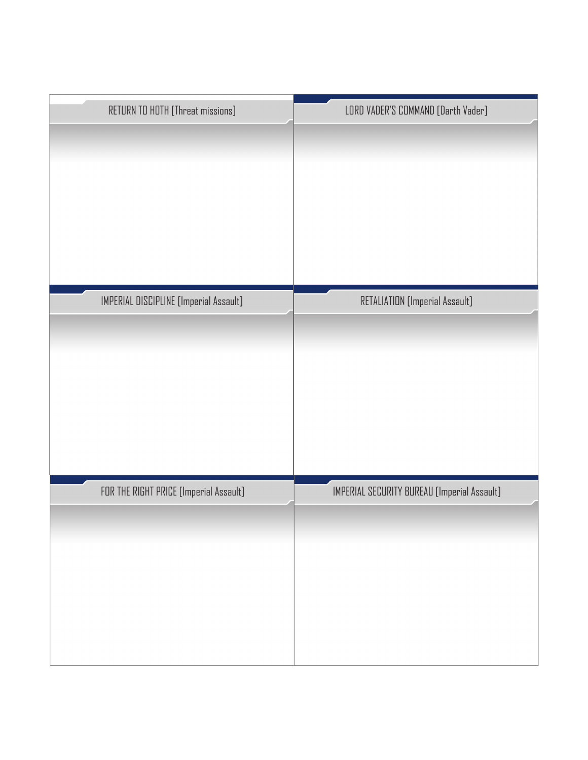## RETURN TO HOTH [Threat missions]

## LORD VADER'S COMMAND [Darth Vader]

## IMPERIAL DISCIPLINE [Imperial Assault]

## RETALIATION [Imperial Assault]

## FOR THE RIGHT PRICE [Imperial Assault]

## IMPERIAL SECURITY BUREAU [Imperial Assault]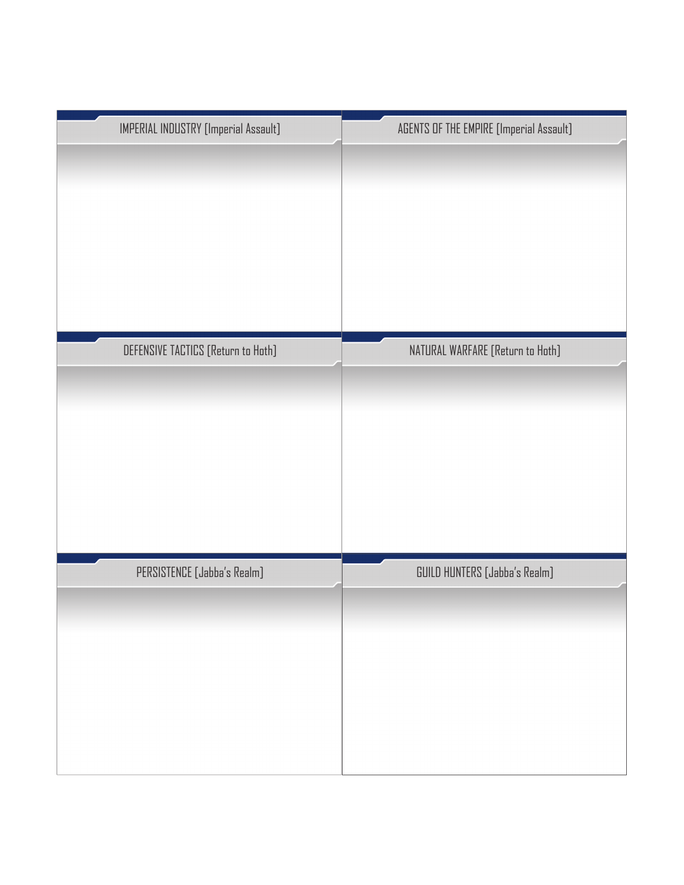## IMPERIAL INDUSTRY [Imperial Assault]

## AGENTS OF THE EMPIRE [Imperial Assault]

## DEFENSIVE TACTICS [Return to Hoth]

## NATURAL WARFARE [Return to Hoth]

## PERSISTENCE [Jabba's Realm]

## GUILD HUNTERS [Jabba's Realm]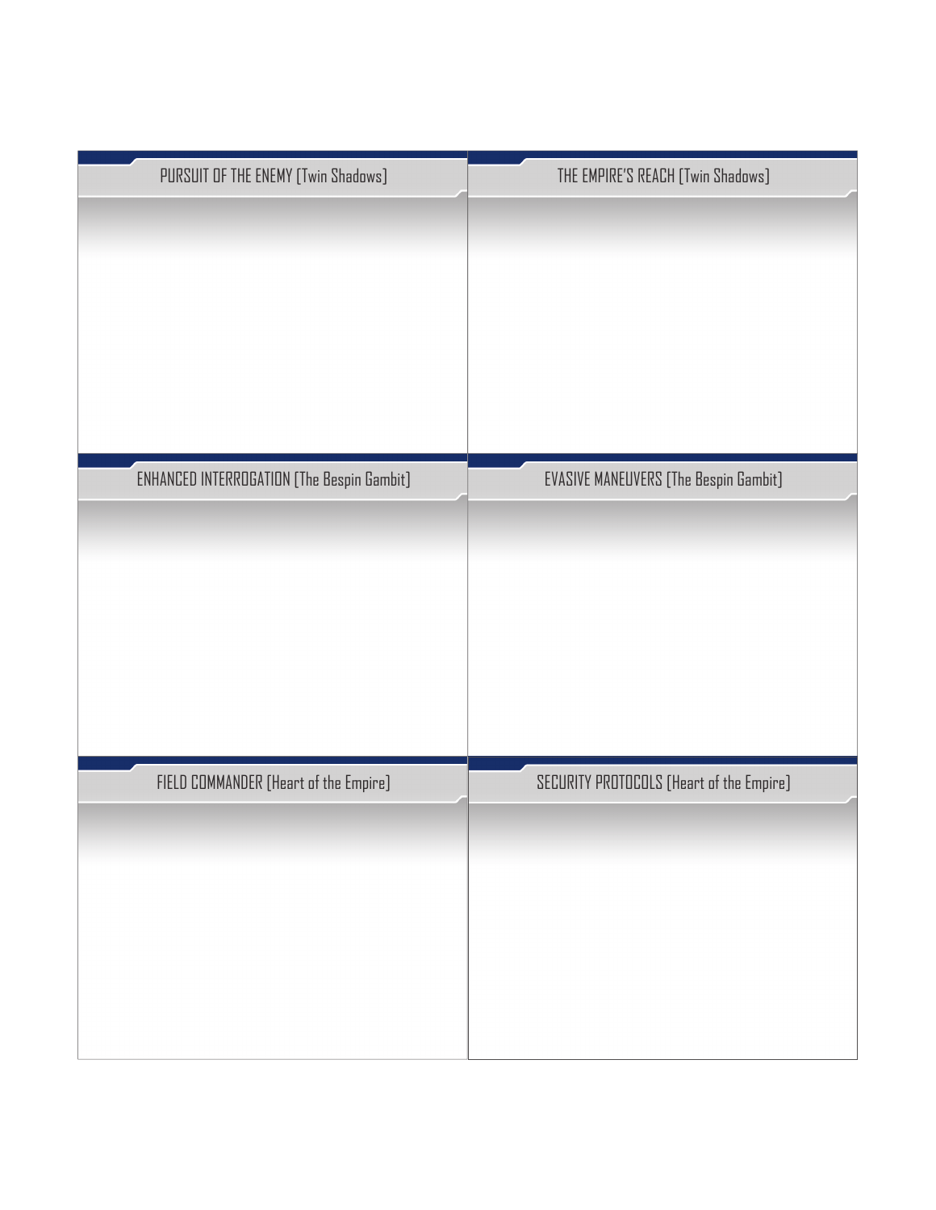PURSUIT OF THE ENEMY [Twin Shadows]

THE EMPIRE'S REACH [Twin Shadows]

ENHANCED INTERROGATION [The Bespin Gambit]

EVASIVE MANEUVERS [The Bespin Gambit]

FIELD COMMANDER [Heart of the Empire]

SECURITY PROTOCOLS [Heart of the Empire]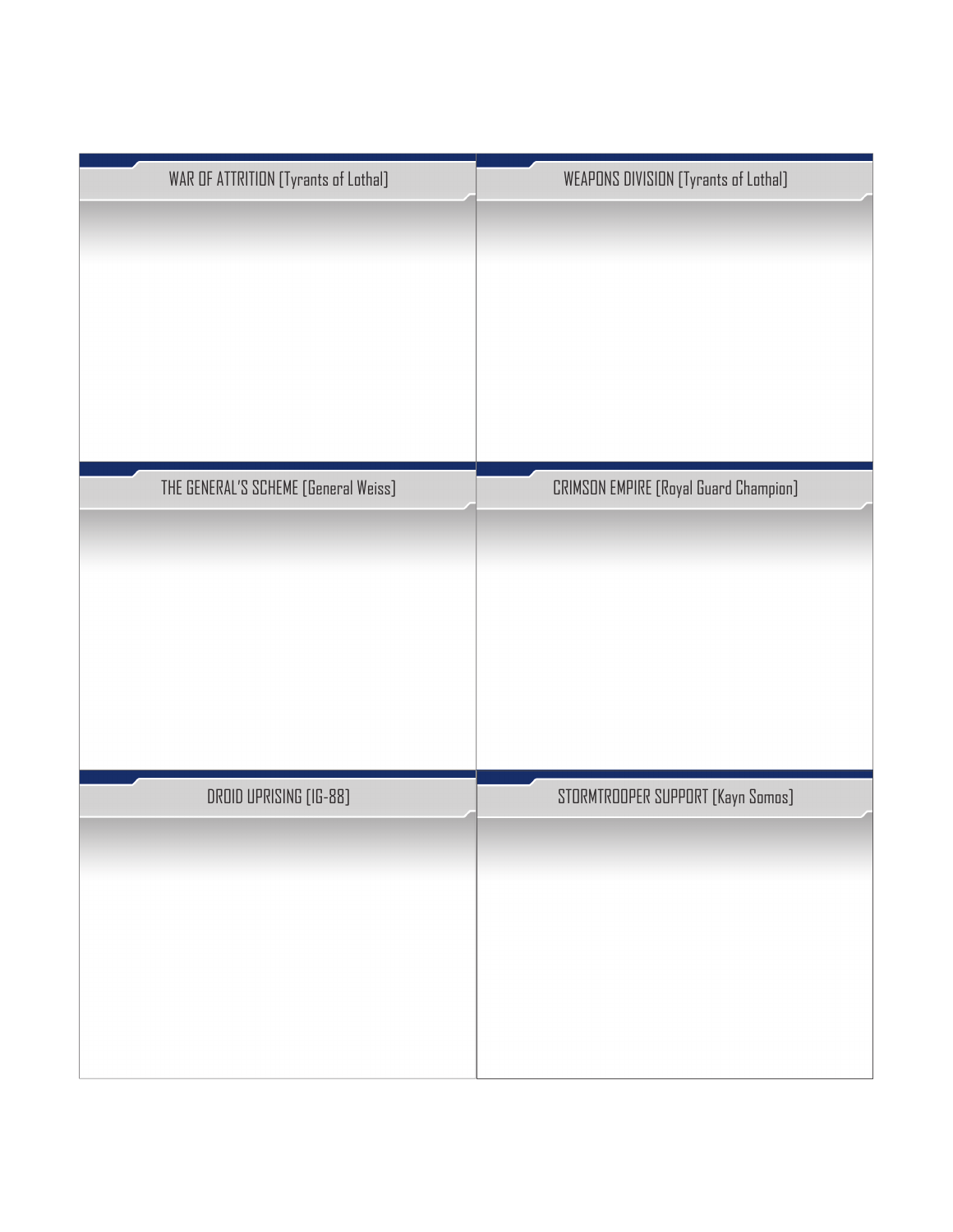## WAR OF ATTRITION [Tyrants of Lothal]

## WEAPONS DIVISION [Tyrants of Lothal]

## THE GENERAL'S SCHEME [General Weiss]

## CRIMSON EMPIRE [Royal Guard Champion]

## DROID UPRISING [IG-88]

## STORMTROOPER SUPPORT [Kayn Somos]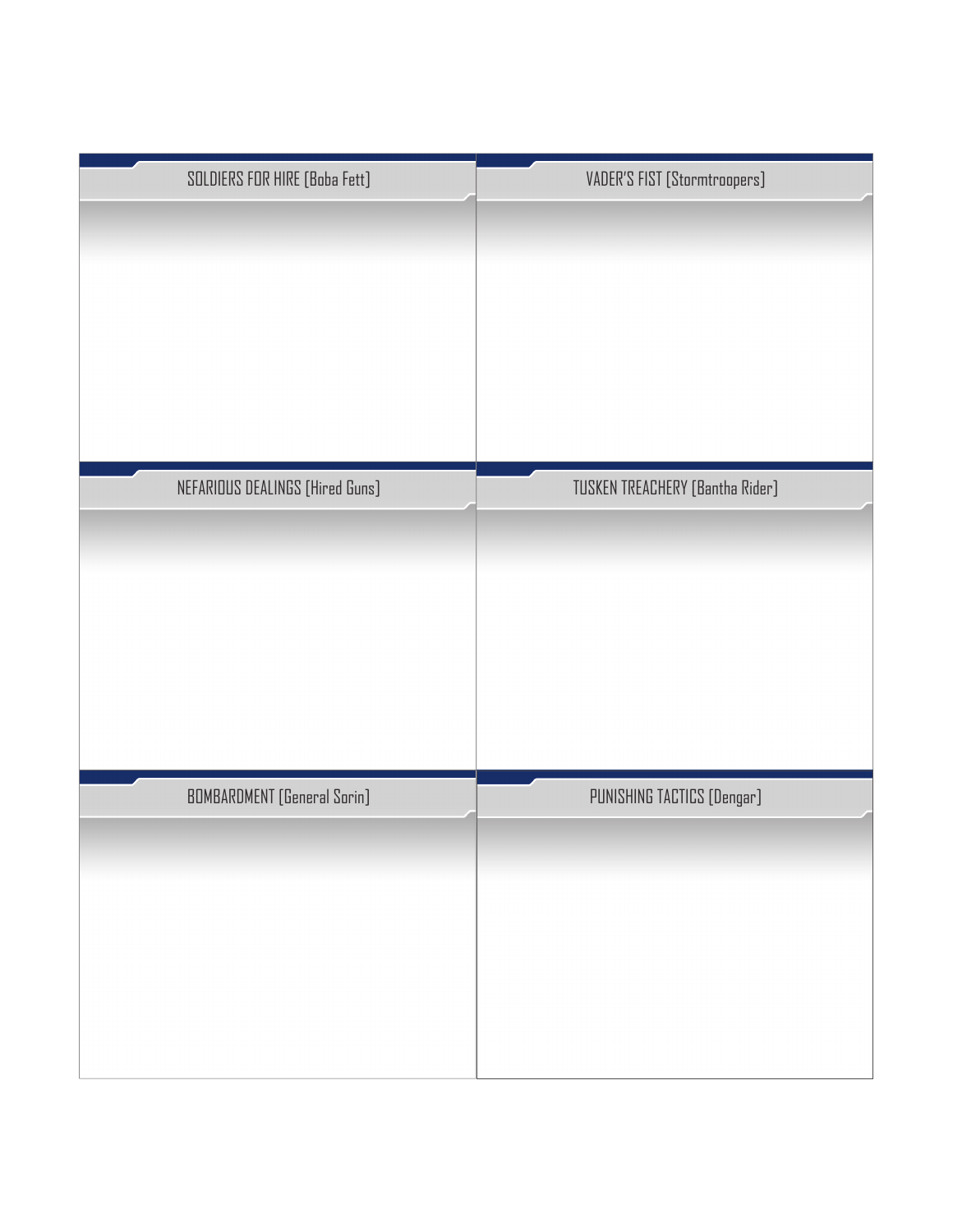SOLDIERS FOR HIRE [Boba Fett]

VADER'S FIST [Stormtroopers]

NEFARIOUS DEALINGS [Hired Guns]

TUSKEN TREACHERY [Bantha Rider]

BOMBARDMENT [General Sorin]

PUNISHING TACTICS [Dengar]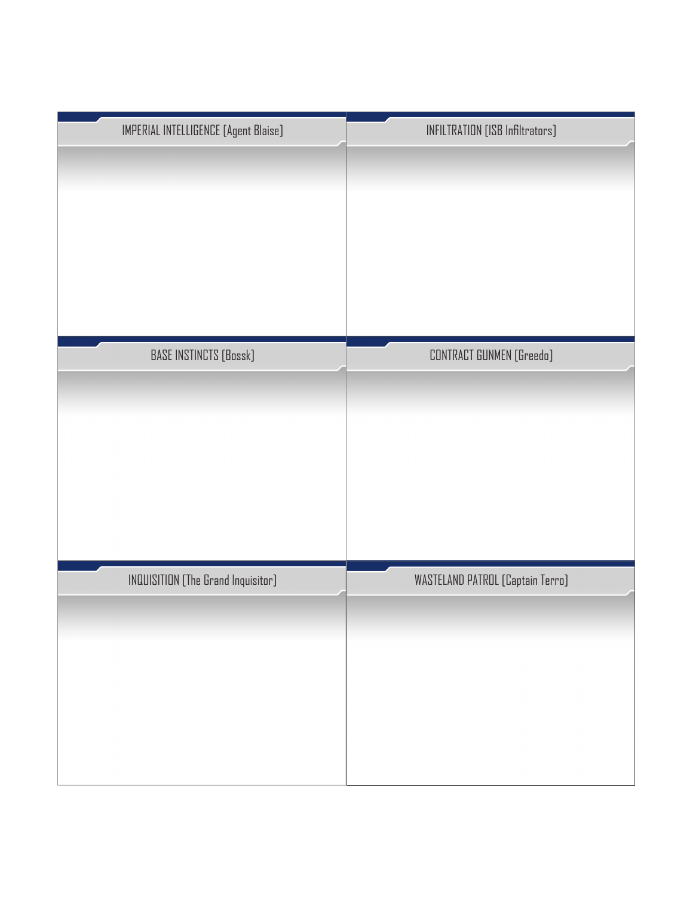## IMPERIAL INTELLIGENCE [Agent Blaise]

## INFILTRATION [ISB Infiltrators]

## BASE INSTINCTS [Bossk]

## CONTRACT GUNMEN [Greedo]

## INQUISITION [The Grand Inquisitor]

## WASTELAND PATROL [Captain Terro]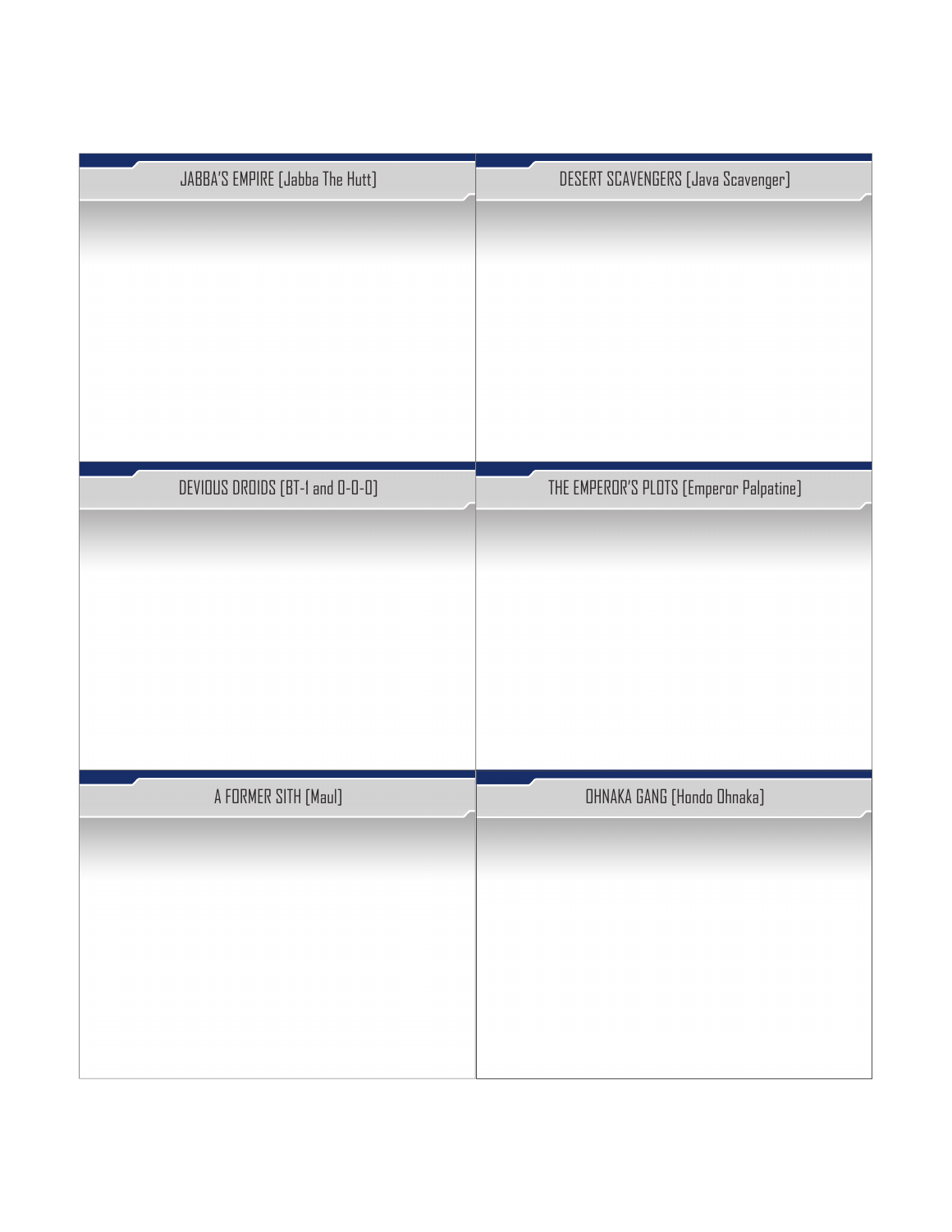## JABBA'S EMPIRE [Jabba The Hutt]

## DESERT SCAVENGERS [Java Scavenger]

## DEVIOUS DROIDS [BT-1 and 0-0-0]

## THE EMPEROR'S PLOTS [Emperor Palpatine]

## A FORMER SITH [Maul]

## OHNAKA GANG [Hondo Ohnaka]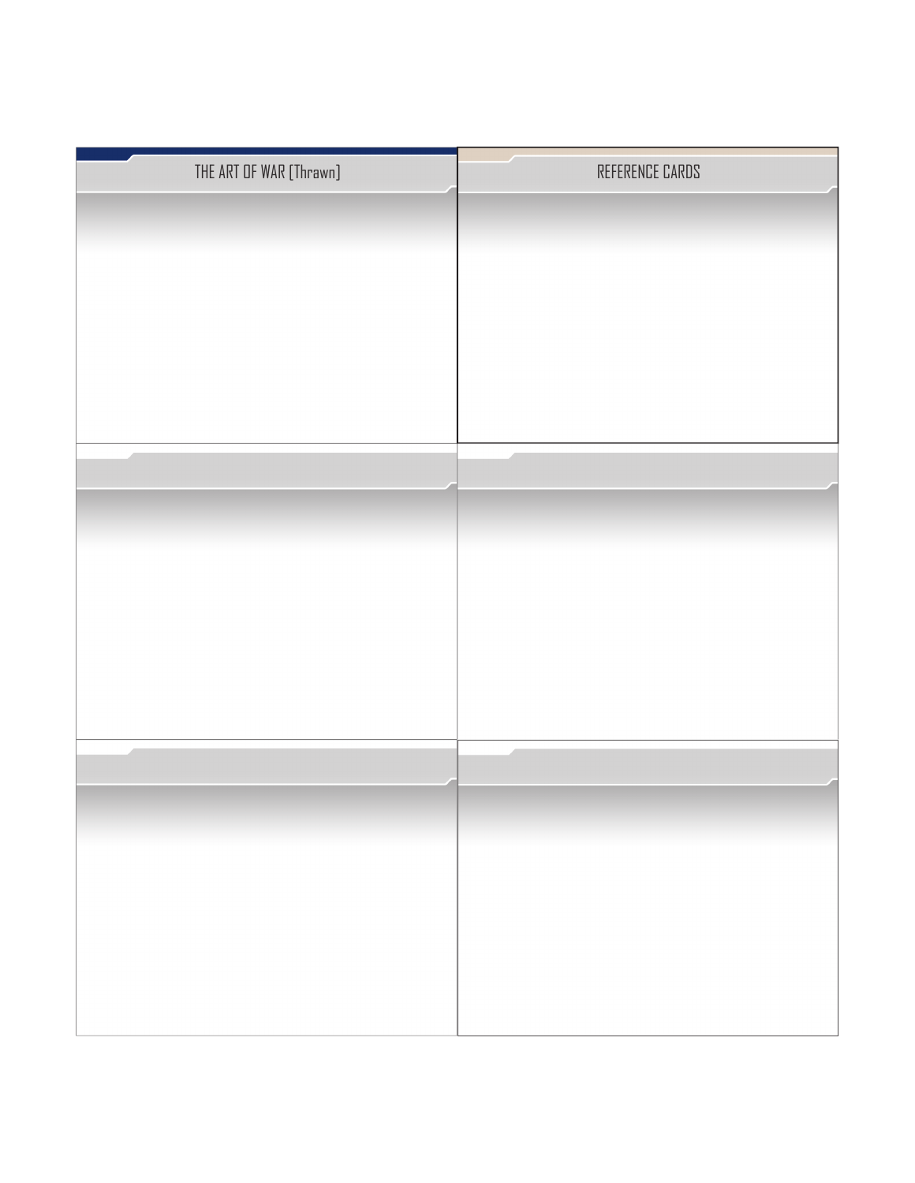THE ART OF WAR [Thrawn]

REFERENCE CARDS